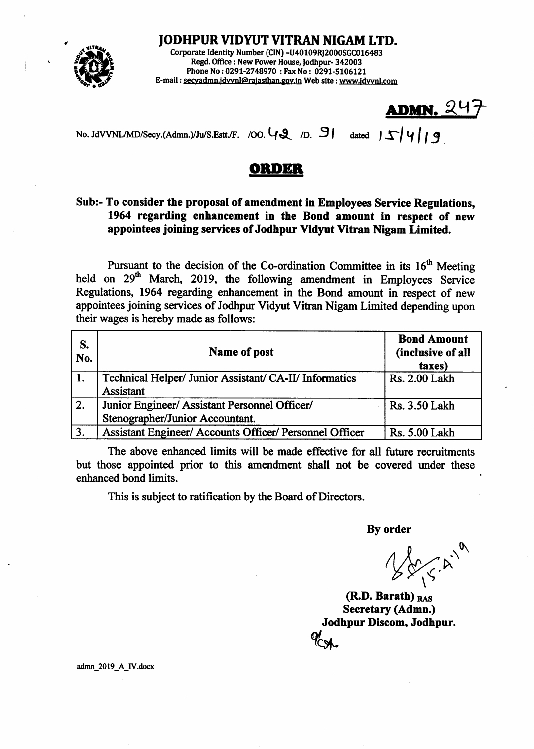# JODHPUR VIDYUT VITRAN NIGAM LTD.

Corporate Identity Number (CIN) -U40109RJ2000SGC016483
Regd. Office : New Power House, Jodhpur- 342003
Phone No : 0291-2748970 : Fax No : 0291-5106121
E-mail : secyadmn.jdvvnl@rajasthan.gov.in Web site : www.jdvvnl.com

**ADMN. 247**

No. JdVVNL/MD/Secy.(Admn.)/Ju/S.Estt./F. /OO. 42 /D. 91 dated 15/4/19

## ORDER

**Sub:- To consider the proposal of amendment in Employees Service Regulations, 1964 regarding enhancement in the Bond amount in respect of new appointees joining services of Jodhpur Vidyut Vitran Nigam Limited.**

Pursuant to the decision of the Co-ordination Committee in its 16th Meeting held on 29th March, 2019, the following amendment in Employees Service Regulations, 1964 regarding enhancement in the Bond amount in respect of new appointees joining services of Jodhpur Vidyut Vitran Nigam Limited depending upon their wages is hereby made as follows:

| S. No. | Name of post | Bond Amount (inclusive of all taxes) |
|---|---|---|
| 1. | Technical Helper/ Junior Assistant/ CA-II/ Informatics Assistant | Rs. 2.00 Lakh |
| 2. | Junior Engineer/ Assistant Personnel Officer/ Stenographer/Junior Accountant. | Rs. 3.50 Lakh |
| 3. | Assistant Engineer/ Accounts Officer/ Personnel Officer | Rs. 5.00 Lakh |

The above enhanced limits will be made effective for all future recruitments but those appointed prior to this amendment shall not be covered under these enhanced bond limits.

This is subject to ratification by the Board of Directors.

**By order**

15.4.19

**(R.D. Barath)** RAS
**Secretary (Admn.)**
**Jodhpur Discom, Jodhpur.**

admn_2019_A_IV.docx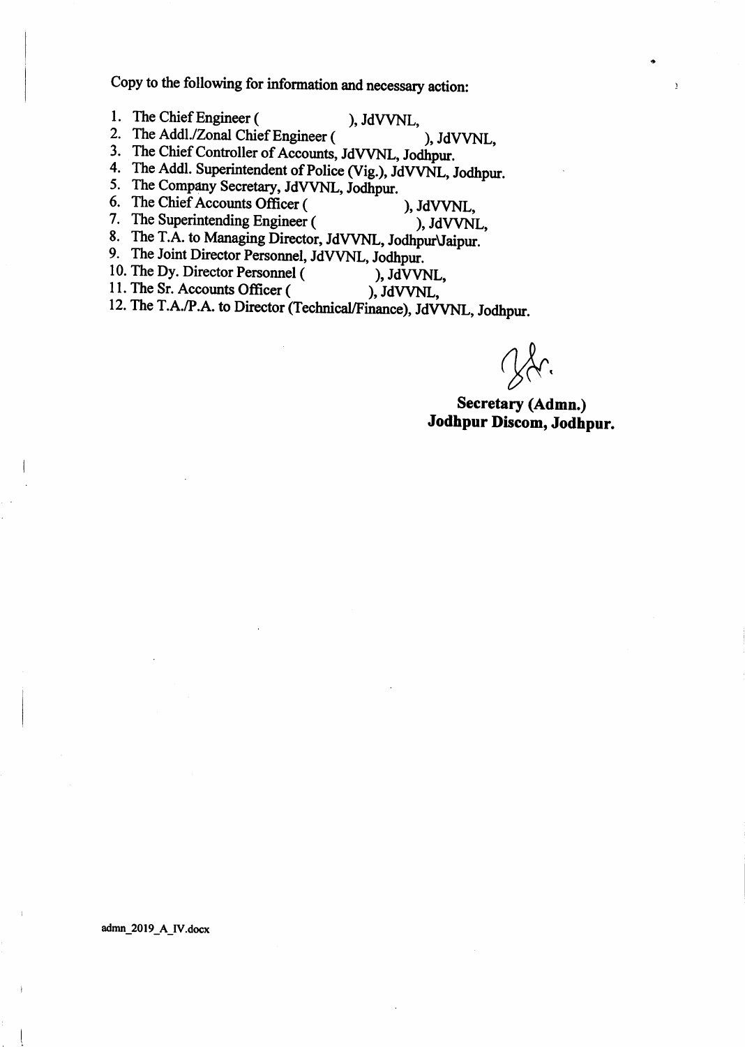Copy to the following for information and necessary action:

1. The Chief Engineer ( ), JdVVNL,
2. The Addl./Zonal Chief Engineer ( ), JdVVNL,
3. The Chief Controller of Accounts, JdVVNL, Jodhpur.
4. The Addl. Superintendent of Police (Vig.), JdVVNL, Jodhpur.
5. The Company Secretary, JdVVNL, Jodhpur.
6. The Chief Accounts Officer ( ), JdVVNL,
7. The Superintending Engineer ( ), JdVVNL,
8. The T.A. to Managing Director, JdVVNL, Jodhpur\Jaipur.
9. The Joint Director Personnel, JdVVNL, Jodhpur.
10. The Dy. Director Personnel ( ), JdVVNL,
11. The Sr. Accounts Officer ( ), JdVVNL,
12. The T.A./P.A. to Director (Technical/Finance), JdVVNL, Jodhpur.

**Secretary (Admn.)**
**Jodhpur Discom, Jodhpur.**

admn_2019_A_IV.docx